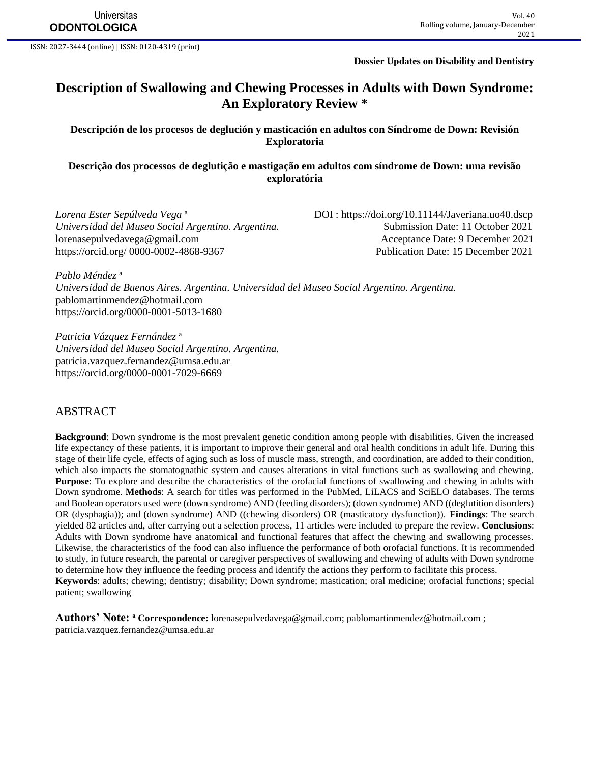Dossier Updates on Disability and Dentistry

# Description of Swallowing and Chewing Processes in Adults with Down Syndrome: An Exploratory Review *

**Descripción de los procesos de deglución y masticación en adultos con Síndrome de Down: Revisión Exploratoria**

**Descrição dos processos de deglutição e mastigação em adultos com síndrome de Down: uma revisão exploratória**

*Lorena Ester Sepúlveda Vega* [a]
*Universidad del Museo Social Argentino. Argentina.*
lorenasepulvedavega@gmail.com
https://orcid.org/ 0000-0002-4868-9367

DOI : https://doi.org/10.11144/Javeriana.uo40.dscp
Submission Date: 11 October 2021
Acceptance Date: 9 December 2021
Publication Date: 15 December 2021

*Pablo Méndez* [a]
*Universidad de Buenos Aires. Argentina. Universidad del Museo Social Argentino. Argentina.*
pablomartinmendez@hotmail.com
https://orcid.org/0000-0001-5013-1680

*Patricia Vázquez Fernández* [a]
*Universidad del Museo Social Argentino. Argentina.*
patricia.vazquez.fernandez@umsa.edu.ar
https://orcid.org/0000-0001-7029-6669

## ABSTRACT

**Background**: Down syndrome is the most prevalent genetic condition among people with disabilities. Given the increased life expectancy of these patients, it is important to improve their general and oral health conditions in adult life. During this stage of their life cycle, effects of aging such as loss of muscle mass, strength, and coordination, are added to their condition, which also impacts the stomatognathic system and causes alterations in vital functions such as swallowing and chewing. **Purpose**: To explore and describe the characteristics of the orofacial functions of swallowing and chewing in adults with Down syndrome. **Methods**: A search for titles was performed in the PubMed, LiLACS and SciELO databases. The terms and Boolean operators used were (down syndrome) AND (feeding disorders); (down syndrome) AND ((deglutition disorders) OR (dysphagia)); and (down syndrome) AND ((chewing disorders) OR (masticatory dysfunction)). **Findings**: The search yielded 82 articles and, after carrying out a selection process, 11 articles were included to prepare the review. **Conclusions**: Adults with Down syndrome have anatomical and functional features that affect the chewing and swallowing processes. Likewise, the characteristics of the food can also influence the performance of both orofacial functions. It is recommended to study, in future research, the parental or caregiver perspectives of swallowing and chewing of adults with Down syndrome to determine how they influence the feeding process and identify the actions they perform to facilitate this process.
**Keywords**: adults; chewing; dentistry; disability; Down syndrome; mastication; oral medicine; orofacial functions; special patient; swallowing

**Authors' Note:** [a] **Correspondence:** lorenasepulvedavega@gmail.com; pablomartinmendez@hotmail.com ; patricia.vazquez.fernandez@umsa.edu.ar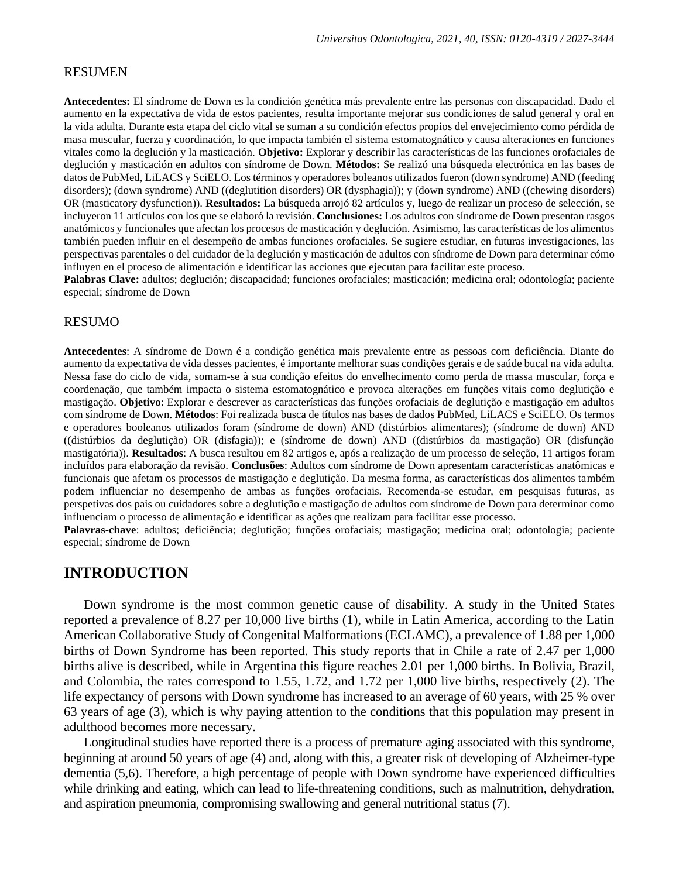RESUMEN

**Antecedentes:** El síndrome de Down es la condición genética más prevalente entre las personas con discapacidad. Dado el aumento en la expectativa de vida de estos pacientes, resulta importante mejorar sus condiciones de salud general y oral en la vida adulta. Durante esta etapa del ciclo vital se suman a su condición efectos propios del envejecimiento como pérdida de masa muscular, fuerza y coordinación, lo que impacta también el sistema estomatognático y causa alteraciones en funciones vitales como la deglución y la masticación. **Objetivo:** Explorar y describir las características de las funciones orofaciales de deglución y masticación en adultos con síndrome de Down. **Métodos:** Se realizó una búsqueda electrónica en las bases de datos de PubMed, LiLACS y SciELO. Los términos y operadores boleanos utilizados fueron (down syndrome) AND (feeding disorders); (down syndrome) AND ((deglutition disorders) OR (dysphagia)); y (down syndrome) AND ((chewing disorders) OR (masticatory dysfunction)). **Resultados:** La búsqueda arrojó 82 artículos y, luego de realizar un proceso de selección, se incluyeron 11 artículos con los que se elaboró la revisión. **Conclusiones:** Los adultos con síndrome de Down presentan rasgos anatómicos y funcionales que afectan los procesos de masticación y deglución. Asimismo, las características de los alimentos también pueden influir en el desempeño de ambas funciones orofaciales. Se sugiere estudiar, en futuras investigaciones, las perspectivas parentales o del cuidador de la deglución y masticación de adultos con síndrome de Down para determinar cómo influyen en el proceso de alimentación e identificar las acciones que ejecutan para facilitar este proceso.
**Palabras Clave:** adultos; deglución; discapacidad; funciones orofaciales; masticación; medicina oral; odontología; paciente especial; síndrome de Down

RESUMO

**Antecedentes**: A síndrome de Down é a condição genética mais prevalente entre as pessoas com deficiência. Diante do aumento da expectativa de vida desses pacientes, é importante melhorar suas condições gerais e de saúde bucal na vida adulta. Nessa fase do ciclo de vida, somam-se à sua condição efeitos do envelhecimento como perda de massa muscular, força e coordenação, que também impacta o sistema estomatognático e provoca alterações em funções vitais como deglutição e mastigação. **Objetivo**: Explorar e descrever as características das funções orofaciais de deglutição e mastigação em adultos com síndrome de Down. **Métodos**: Foi realizada busca de títulos nas bases de dados PubMed, LiLACS e SciELO. Os termos e operadores booleanos utilizados foram (síndrome de down) AND (distúrbios alimentares); (síndrome de down) AND ((distúrbios da deglutição) OR (disfagia)); e (síndrome de down) AND ((distúrbios da mastigação) OR (disfunção mastigatória)). **Resultados**: A busca resultou em 82 artigos e, após a realização de um processo de seleção, 11 artigos foram incluídos para elaboração da revisão. **Conclusões**: Adultos com síndrome de Down apresentam características anatômicas e funcionais que afetam os processos de mastigação e deglutição. Da mesma forma, as características dos alimentos também podem influenciar no desempenho de ambas as funções orofaciais. Recomenda-se estudar, em pesquisas futuras, as perspectivas dos pais ou cuidadores sobre a deglutição e mastigação de adultos com síndrome de Down para determinar como influenciam o processo de alimentação e identificar as ações que realizam para facilitar esse processo.
**Palavras-chave**: adultos; deficiência; deglutição; funções orofaciais; mastigação; medicina oral; odontologia; paciente especial; síndrome de Down

## INTRODUCTION

Down syndrome is the most common genetic cause of disability. A study in the United States reported a prevalence of 8.27 per 10,000 live births (1), while in Latin America, according to the Latin American Collaborative Study of Congenital Malformations (ECLAMC), a prevalence of 1.88 per 1,000 births of Down Syndrome has been reported. This study reports that in Chile a rate of 2.47 per 1,000 births alive is described, while in Argentina this figure reaches 2.01 per 1,000 births. In Bolivia, Brazil, and Colombia, the rates correspond to 1.55, 1.72, and 1.72 per 1,000 live births, respectively (2). The life expectancy of persons with Down syndrome has increased to an average of 60 years, with 25 % over 63 years of age (3), which is why paying attention to the conditions that this population may present in adulthood becomes more necessary.

Longitudinal studies have reported there is a process of premature aging associated with this syndrome, beginning at around 50 years of age (4) and, along with this, a greater risk of developing of Alzheimer-type dementia (5,6). Therefore, a high percentage of people with Down syndrome have experienced difficulties while drinking and eating, which can lead to life-threatening conditions, such as malnutrition, dehydration, and aspiration pneumonia, compromising swallowing and general nutritional status (7).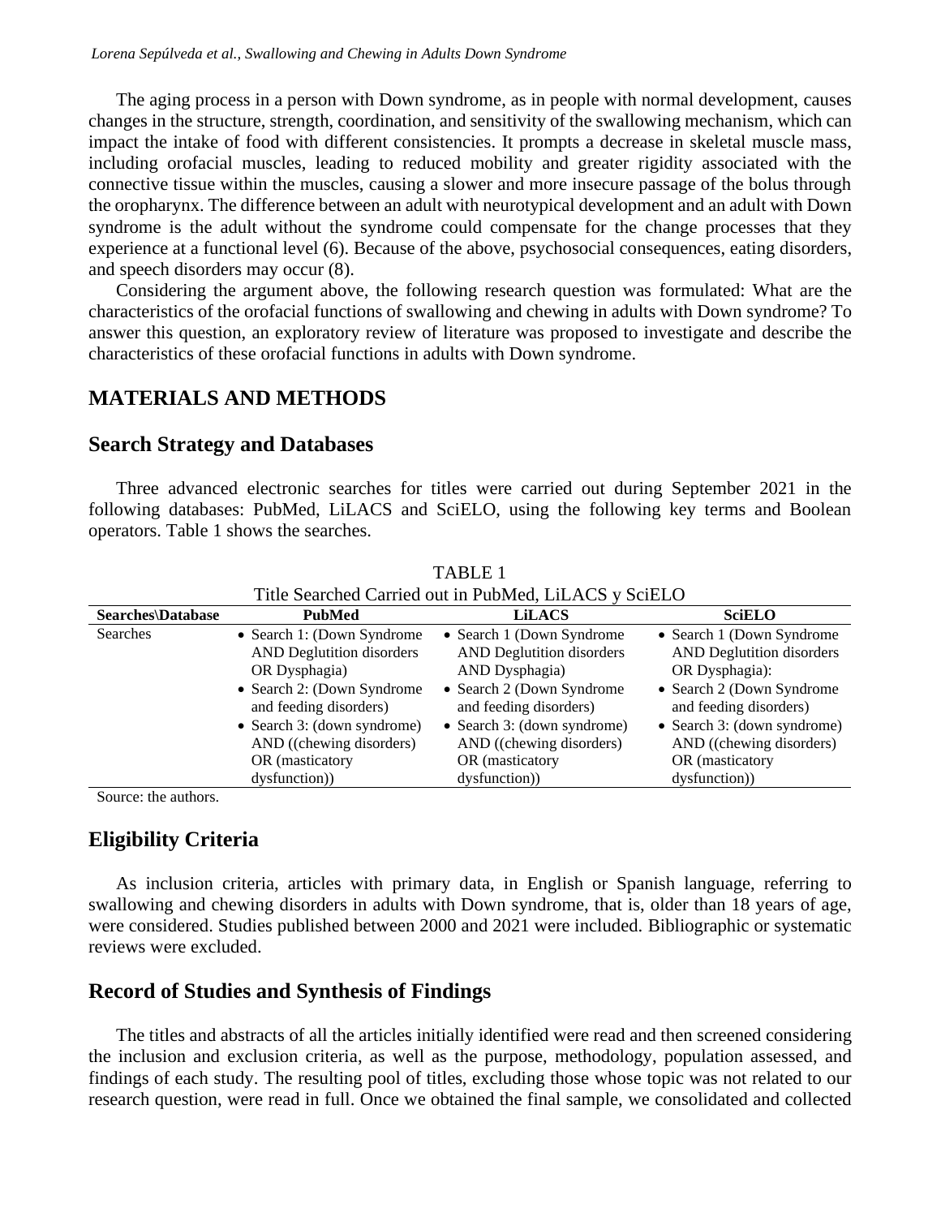The aging process in a person with Down syndrome, as in people with normal development, causes changes in the structure, strength, coordination, and sensitivity of the swallowing mechanism, which can impact the intake of food with different consistencies. It prompts a decrease in skeletal muscle mass, including orofacial muscles, leading to reduced mobility and greater rigidity associated with the connective tissue within the muscles, causing a slower and more insecure passage of the bolus through the oropharynx. The difference between an adult with neurotypical development and an adult with Down syndrome is the adult without the syndrome could compensate for the change processes that they experience at a functional level (6). Because of the above, psychosocial consequences, eating disorders, and speech disorders may occur (8).

Considering the argument above, the following research question was formulated: What are the characteristics of the orofacial functions of swallowing and chewing in adults with Down syndrome? To answer this question, an exploratory review of literature was proposed to investigate and describe the characteristics of these orofacial functions in adults with Down syndrome.

## MATERIALS AND METHODS

### Search Strategy and Databases

Three advanced electronic searches for titles were carried out during September 2021 in the following databases: PubMed, LiLACS and SciELO, using the following key terms and Boolean operators. Table 1 shows the searches.

TABLE 1
Title Searched Carried out in PubMed, LiLACS y SciELO

| Searches\Database | PubMed | LiLACS | SciELO |
|---|---|---|---|
| Searches | • Search 1: (Down Syndrome AND Deglutition disorders OR Dysphagia)<br>• Search 2: (Down Syndrome and feeding disorders)<br>• Search 3: (down syndrome) AND ((chewing disorders) OR (masticatory dysfunction)) | • Search 1 (Down Syndrome AND Deglutition disorders AND Dysphagia)<br>• Search 2 (Down Syndrome and feeding disorders)<br>• Search 3: (down syndrome) AND ((chewing disorders) OR (masticatory dysfunction)) | • Search 1 (Down Syndrome AND Deglutition disorders OR Dysphagia):<br>• Search 2 (Down Syndrome and feeding disorders)<br>• Search 3: (down syndrome) AND ((chewing disorders) OR (masticatory dysfunction)) |

Source: the authors.

### Eligibility Criteria

As inclusion criteria, articles with primary data, in English or Spanish language, referring to swallowing and chewing disorders in adults with Down syndrome, that is, older than 18 years of age, were considered. Studies published between 2000 and 2021 were included. Bibliographic or systematic reviews were excluded.

### Record of Studies and Synthesis of Findings

The titles and abstracts of all the articles initially identified were read and then screened considering the inclusion and exclusion criteria, as well as the purpose, methodology, population assessed, and findings of each study. The resulting pool of titles, excluding those whose topic was not related to our research question, were read in full. Once we obtained the final sample, we consolidated and collected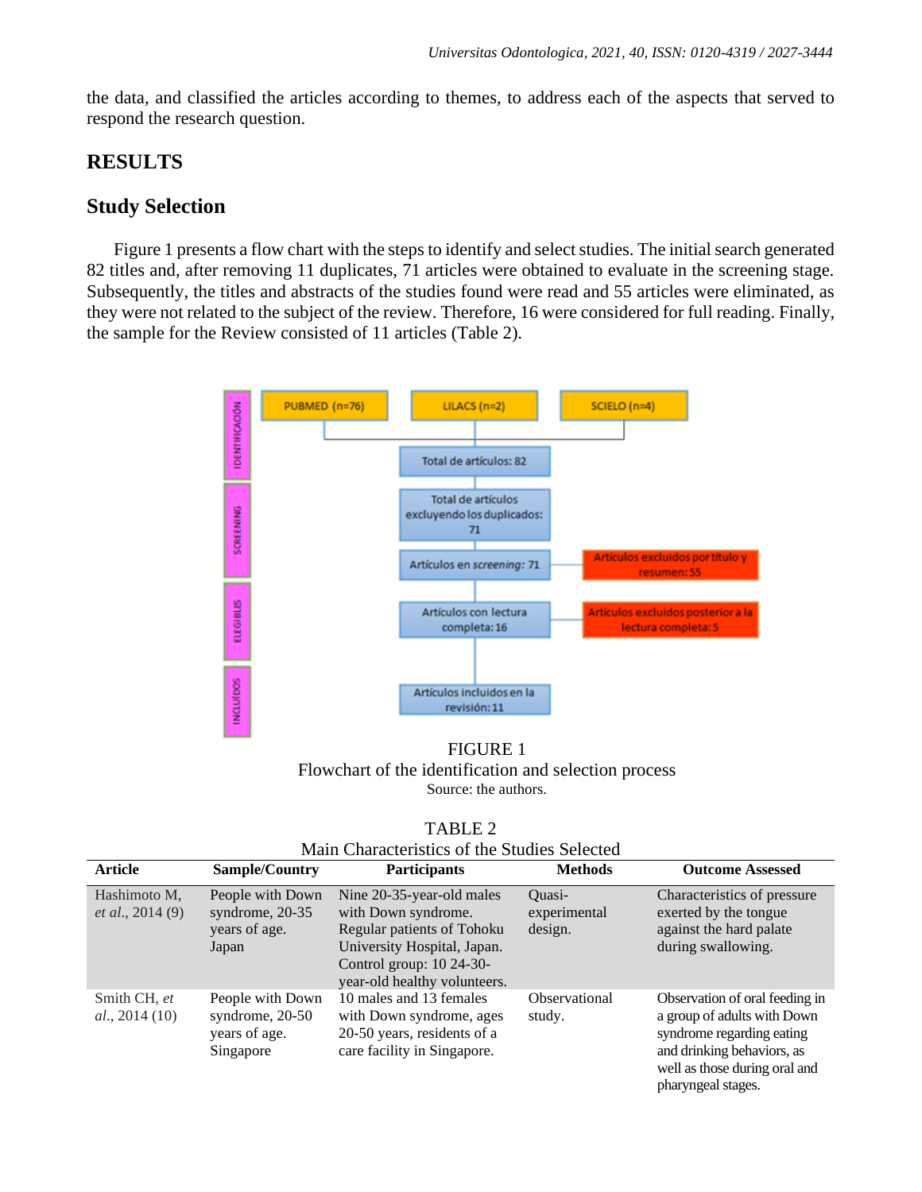the data, and classified the articles according to themes, to address each of the aspects that served to respond the research question.

## RESULTS

### Study Selection

Figure 1 presents a flow chart with the steps to identify and select studies. The initial search generated 82 titles and, after removing 11 duplicates, 71 articles were obtained to evaluate in the screening stage. Subsequently, the titles and abstracts of the studies found were read and 55 articles were eliminated, as they were not related to the subject of the review. Therefore, 16 were considered for full reading. Finally, the sample for the Review consisted of 11 articles (Table 2).

IDENTIFICACIÓN: PUBMED (n=76) | LILACS (n=2) | SCIELO (n=4) → Total de artículos: 82

SCREENING: Total de artículos excluyendo los duplicados: 71 → Artículos en *screening*: 71 → Artículos excluidos por título y resumen: 55

ELEGIBLES: Artículos con lectura completa: 16 → Artículos excluidos posterior a la lectura completa: 5

INCLUÍDOS: Artículos incluidos en la revisión: 11

FIGURE 1
Flowchart of the identification and selection process
Source: the authors.

TABLE 2
Main Characteristics of the Studies Selected

| Article | Sample/Country | Participants | Methods | Outcome Assessed |
|---|---|---|---|---|
| Hashimoto M, *et al*., 2014 (9) | People with Down syndrome, 20-35 years of age. Japan | Nine 20-35-year-old males with Down syndrome. Regular patients of Tohoku University Hospital, Japan. Control group: 10 24-30-year-old healthy volunteers. | Quasi-experimental design. | Characteristics of pressure exerted by the tongue against the hard palate during swallowing. |
| Smith CH, *et al*., 2014 (10) | People with Down syndrome, 20-50 years of age. Singapore | 10 males and 13 females with Down syndrome, ages 20-50 years, residents of a care facility in Singapore. | Observational study. | Observation of oral feeding in a group of adults with Down syndrome regarding eating and drinking behaviors, as well as those during oral and pharyngeal stages. |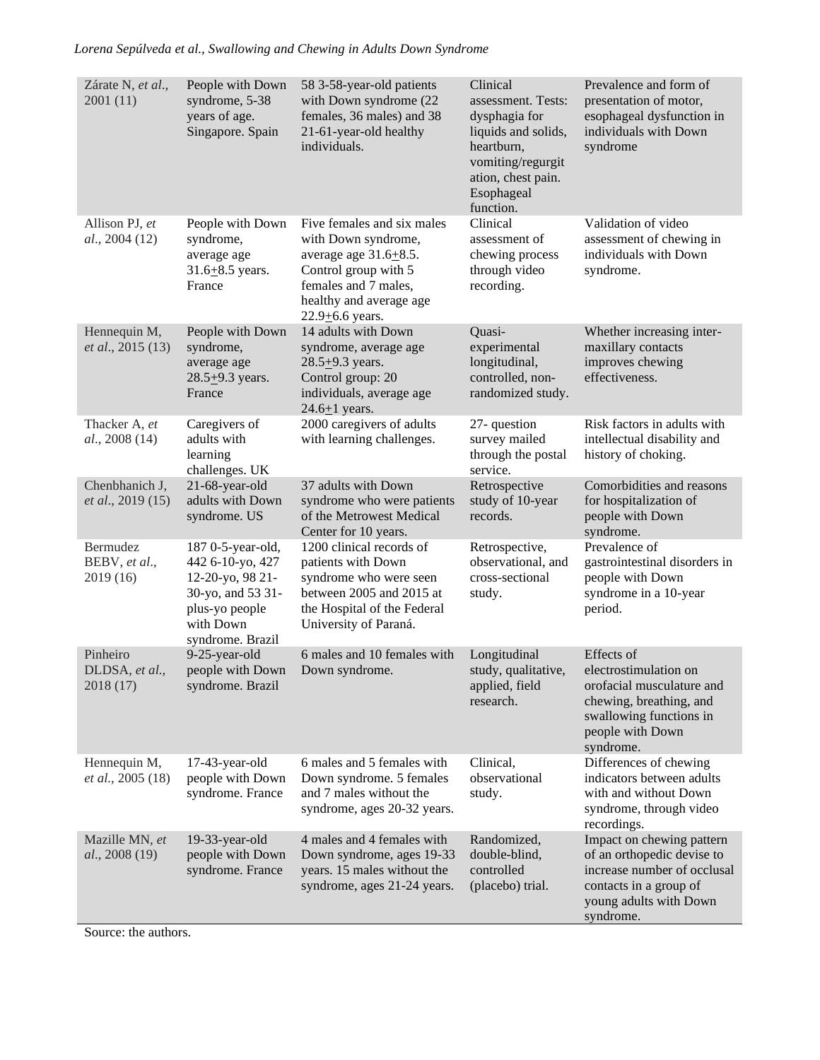| | | | | |
|---|---|---|---|---|
| Zárate N, *et al.*, 2001 (11) | People with Down syndrome, 5-38 years of age. Singapore. Spain | 58 3-58-year-old patients with Down syndrome (22 females, 36 males) and 38 21-61-year-old healthy individuals. | Clinical assessment. Tests: dysphagia for liquids and solids, heartburn, vomiting/regurgitation, chest pain. Esophageal function. | Prevalence and form of presentation of motor, esophageal dysfunction in individuals with Down syndrome |
| Allison PJ, *et al.*, 2004 (12) | People with Down syndrome, average age 31.6±8.5 years. France | Five females and six males with Down syndrome, average age 31.6±8.5. Control group with 5 females and 7 males, healthy and average age 22.9±6.6 years. | Clinical assessment of chewing process through video recording. | Validation of video assessment of chewing in individuals with Down syndrome. |
| Hennequin M, *et al.*, 2015 (13) | People with Down syndrome, average age 28.5±9.3 years. France | 14 adults with Down syndrome, average age 28.5±9.3 years. Control group: 20 individuals, average age 24.6±1 years. | Quasi-experimental longitudinal, controlled, non-randomized study. | Whether increasing inter-maxillary contacts improves chewing effectiveness. |
| Thacker A, *et al.*, 2008 (14) | Caregivers of adults with learning challenges. UK | 2000 caregivers of adults with learning challenges. | 27- question survey mailed through the postal service. | Risk factors in adults with intellectual disability and history of choking. |
| Chenbhanich J, *et al.*, 2019 (15) | 21-68-year-old adults with Down syndrome. US | 37 adults with Down syndrome who were patients of the Metrowest Medical Center for 10 years. | Retrospective study of 10-year records. | Comorbidities and reasons for hospitalization of people with Down syndrome. |
| Bermudez BEBV, *et al.*, 2019 (16) | 187 0-5-year-old, 442 6-10-yo, 427 12-20-yo, 98 21-30-yo, and 53 31-plus-yo people with Down syndrome. Brazil | 1200 clinical records of patients with Down syndrome who were seen between 2005 and 2015 at the Hospital of the Federal University of Paraná. | Retrospective, observational, and cross-sectional study. | Prevalence of gastrointestinal disorders in people with Down syndrome in a 10-year period. |
| Pinheiro DLDSA, *et al.*, 2018 (17) | 9-25-year-old people with Down syndrome. Brazil | 6 males and 10 females with Down syndrome. | Longitudinal study, qualitative, applied, field research. | Effects of electrostimulation on orofacial musculature and chewing, breathing, and swallowing functions in people with Down syndrome. |
| Hennequin M, *et al.*, 2005 (18) | 17-43-year-old people with Down syndrome. France | 6 males and 5 females with Down syndrome. 5 females and 7 males without the syndrome, ages 20-32 years. | Clinical, observational study. | Differences of chewing indicators between adults with and without Down syndrome, through video recordings. |
| Mazille MN, *et al.*, 2008 (19) | 19-33-year-old people with Down syndrome. France | 4 males and 4 females with Down syndrome, ages 19-33 years. 15 males without the syndrome, ages 21-24 years. | Randomized, double-blind, controlled (placebo) trial. | Impact on chewing pattern of an orthopedic devise to increase number of occlusal contacts in a group of young adults with Down syndrome. |

Source: the authors.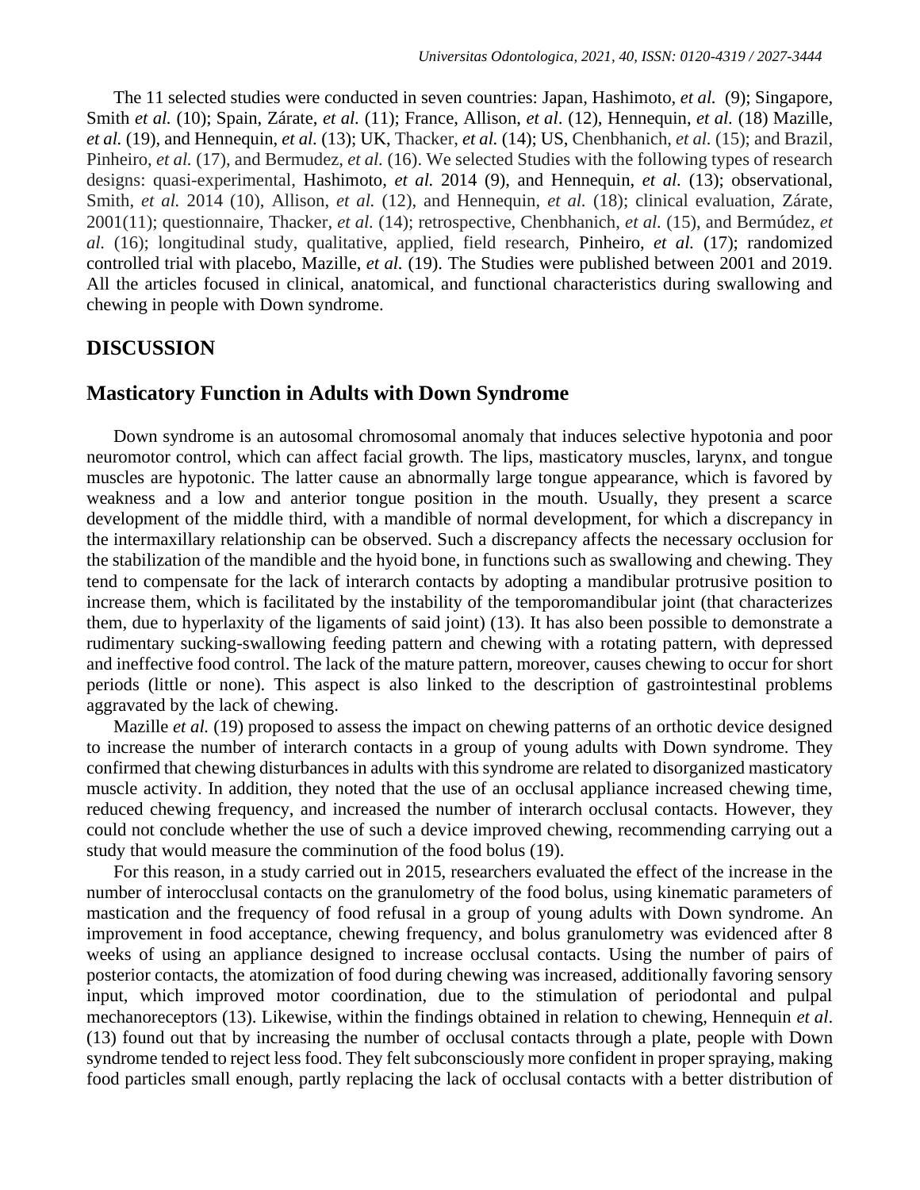The 11 selected studies were conducted in seven countries: Japan, Hashimoto, *et al.* (9); Singapore, Smith *et al.* (10); Spain, Zárate, *et al.* (11); France, Allison, *et al.* (12), Hennequin, *et al.* (18) Mazille, *et al.* (19), and Hennequin, *et al.* (13); UK, Thacker, *et al.* (14); US, Chenbhanich, *et al.* (15); and Brazil, Pinheiro, *et al.* (17), and Bermudez, *et al.* (16). We selected Studies with the following types of research designs: quasi-experimental, Hashimoto, *et al.* 2014 (9), and Hennequin, *et al.* (13); observational, Smith, *et al.* 2014 (10), Allison, *et al.* (12), and Hennequin, *et al.* (18); clinical evaluation, Zárate, 2001(11); questionnaire, Thacker, *et al.* (14); retrospective, Chenbhanich, *et al.* (15), and Bermúdez, *et al.* (16); longitudinal study, qualitative, applied, field research, Pinheiro, *et al.* (17); randomized controlled trial with placebo, Mazille, *et al.* (19). The Studies were published between 2001 and 2019. All the articles focused in clinical, anatomical, and functional characteristics during swallowing and chewing in people with Down syndrome.

## DISCUSSION

## Masticatory Function in Adults with Down Syndrome

Down syndrome is an autosomal chromosomal anomaly that induces selective hypotonia and poor neuromotor control, which can affect facial growth. The lips, masticatory muscles, larynx, and tongue muscles are hypotonic. The latter cause an abnormally large tongue appearance, which is favored by weakness and a low and anterior tongue position in the mouth. Usually, they present a scarce development of the middle third, with a mandible of normal development, for which a discrepancy in the intermaxillary relationship can be observed. Such a discrepancy affects the necessary occlusion for the stabilization of the mandible and the hyoid bone, in functions such as swallowing and chewing. They tend to compensate for the lack of interarch contacts by adopting a mandibular protrusive position to increase them, which is facilitated by the instability of the temporomandibular joint (that characterizes them, due to hyperlaxity of the ligaments of said joint) (13). It has also been possible to demonstrate a rudimentary sucking-swallowing feeding pattern and chewing with a rotating pattern, with depressed and ineffective food control. The lack of the mature pattern, moreover, causes chewing to occur for short periods (little or none). This aspect is also linked to the description of gastrointestinal problems aggravated by the lack of chewing.

Mazille *et al.* (19) proposed to assess the impact on chewing patterns of an orthotic device designed to increase the number of interarch contacts in a group of young adults with Down syndrome. They confirmed that chewing disturbances in adults with this syndrome are related to disorganized masticatory muscle activity. In addition, they noted that the use of an occlusal appliance increased chewing time, reduced chewing frequency, and increased the number of interarch occlusal contacts. However, they could not conclude whether the use of such a device improved chewing, recommending carrying out a study that would measure the comminution of the food bolus (19).

For this reason, in a study carried out in 2015, researchers evaluated the effect of the increase in the number of interocclusal contacts on the granulometry of the food bolus, using kinematic parameters of mastication and the frequency of food refusal in a group of young adults with Down syndrome. An improvement in food acceptance, chewing frequency, and bolus granulometry was evidenced after 8 weeks of using an appliance designed to increase occlusal contacts. Using the number of pairs of posterior contacts, the atomization of food during chewing was increased, additionally favoring sensory input, which improved motor coordination, due to the stimulation of periodontal and pulpal mechanoreceptors (13). Likewise, within the findings obtained in relation to chewing, Hennequin *et al*. (13) found out that by increasing the number of occlusal contacts through a plate, people with Down syndrome tended to reject less food. They felt subconsciously more confident in proper spraying, making food particles small enough, partly replacing the lack of occlusal contacts with a better distribution of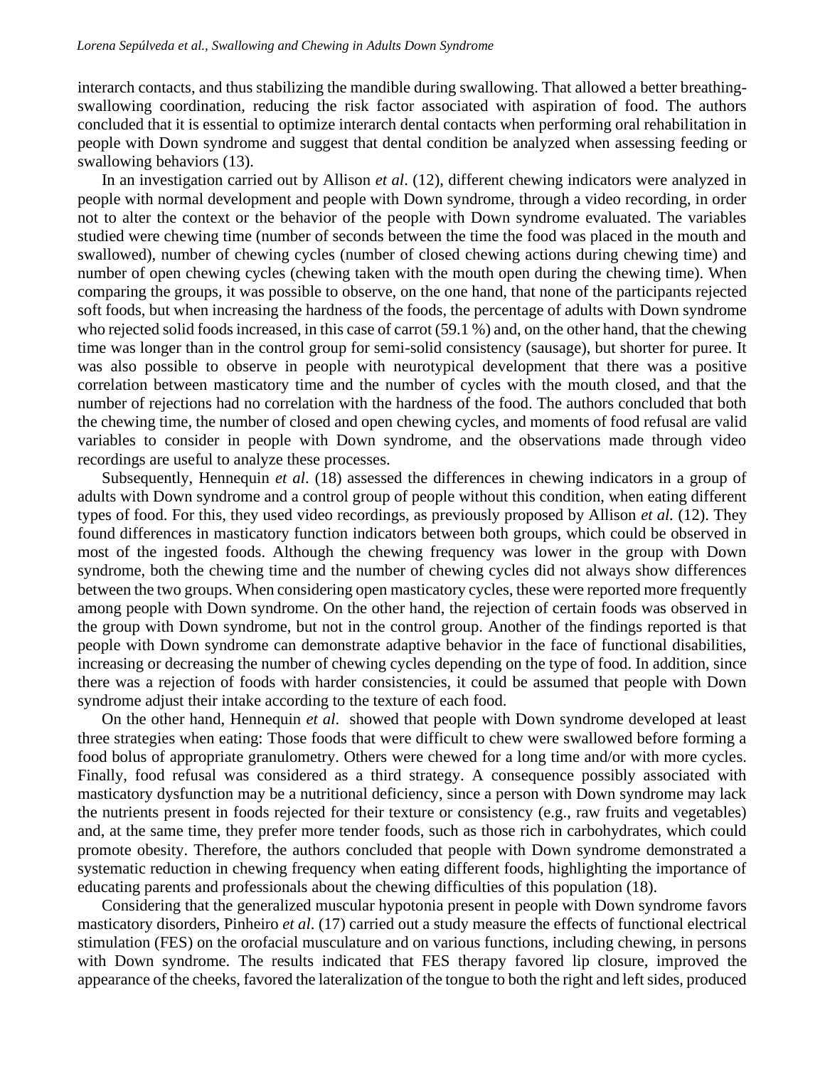interarch contacts, and thus stabilizing the mandible during swallowing. That allowed a better breathing-swallowing coordination, reducing the risk factor associated with aspiration of food. The authors concluded that it is essential to optimize interarch dental contacts when performing oral rehabilitation in people with Down syndrome and suggest that dental condition be analyzed when assessing feeding or swallowing behaviors (13).

In an investigation carried out by Allison *et al*. (12), different chewing indicators were analyzed in people with normal development and people with Down syndrome, through a video recording, in order not to alter the context or the behavior of the people with Down syndrome evaluated. The variables studied were chewing time (number of seconds between the time the food was placed in the mouth and swallowed), number of chewing cycles (number of closed chewing actions during chewing time) and number of open chewing cycles (chewing taken with the mouth open during the chewing time). When comparing the groups, it was possible to observe, on the one hand, that none of the participants rejected soft foods, but when increasing the hardness of the foods, the percentage of adults with Down syndrome who rejected solid foods increased, in this case of carrot (59.1 %) and, on the other hand, that the chewing time was longer than in the control group for semi-solid consistency (sausage), but shorter for puree. It was also possible to observe in people with neurotypical development that there was a positive correlation between masticatory time and the number of cycles with the mouth closed, and that the number of rejections had no correlation with the hardness of the food. The authors concluded that both the chewing time, the number of closed and open chewing cycles, and moments of food refusal are valid variables to consider in people with Down syndrome, and the observations made through video recordings are useful to analyze these processes.

Subsequently, Hennequin *et al*. (18) assessed the differences in chewing indicators in a group of adults with Down syndrome and a control group of people without this condition, when eating different types of food. For this, they used video recordings, as previously proposed by Allison *et al.* (12). They found differences in masticatory function indicators between both groups, which could be observed in most of the ingested foods. Although the chewing frequency was lower in the group with Down syndrome, both the chewing time and the number of chewing cycles did not always show differences between the two groups. When considering open masticatory cycles, these were reported more frequently among people with Down syndrome. On the other hand, the rejection of certain foods was observed in the group with Down syndrome, but not in the control group. Another of the findings reported is that people with Down syndrome can demonstrate adaptive behavior in the face of functional disabilities, increasing or decreasing the number of chewing cycles depending on the type of food. In addition, since there was a rejection of foods with harder consistencies, it could be assumed that people with Down syndrome adjust their intake according to the texture of each food.

On the other hand, Hennequin *et al*. showed that people with Down syndrome developed at least three strategies when eating: Those foods that were difficult to chew were swallowed before forming a food bolus of appropriate granulometry. Others were chewed for a long time and/or with more cycles. Finally, food refusal was considered as a third strategy. A consequence possibly associated with masticatory dysfunction may be a nutritional deficiency, since a person with Down syndrome may lack the nutrients present in foods rejected for their texture or consistency (e.g., raw fruits and vegetables) and, at the same time, they prefer more tender foods, such as those rich in carbohydrates, which could promote obesity. Therefore, the authors concluded that people with Down syndrome demonstrated a systematic reduction in chewing frequency when eating different foods, highlighting the importance of educating parents and professionals about the chewing difficulties of this population (18).

Considering that the generalized muscular hypotonia present in people with Down syndrome favors masticatory disorders, Pinheiro *et al*. (17) carried out a study measure the effects of functional electrical stimulation (FES) on the orofacial musculature and on various functions, including chewing, in persons with Down syndrome. The results indicated that FES therapy favored lip closure, improved the appearance of the cheeks, favored the lateralization of the tongue to both the right and left sides, produced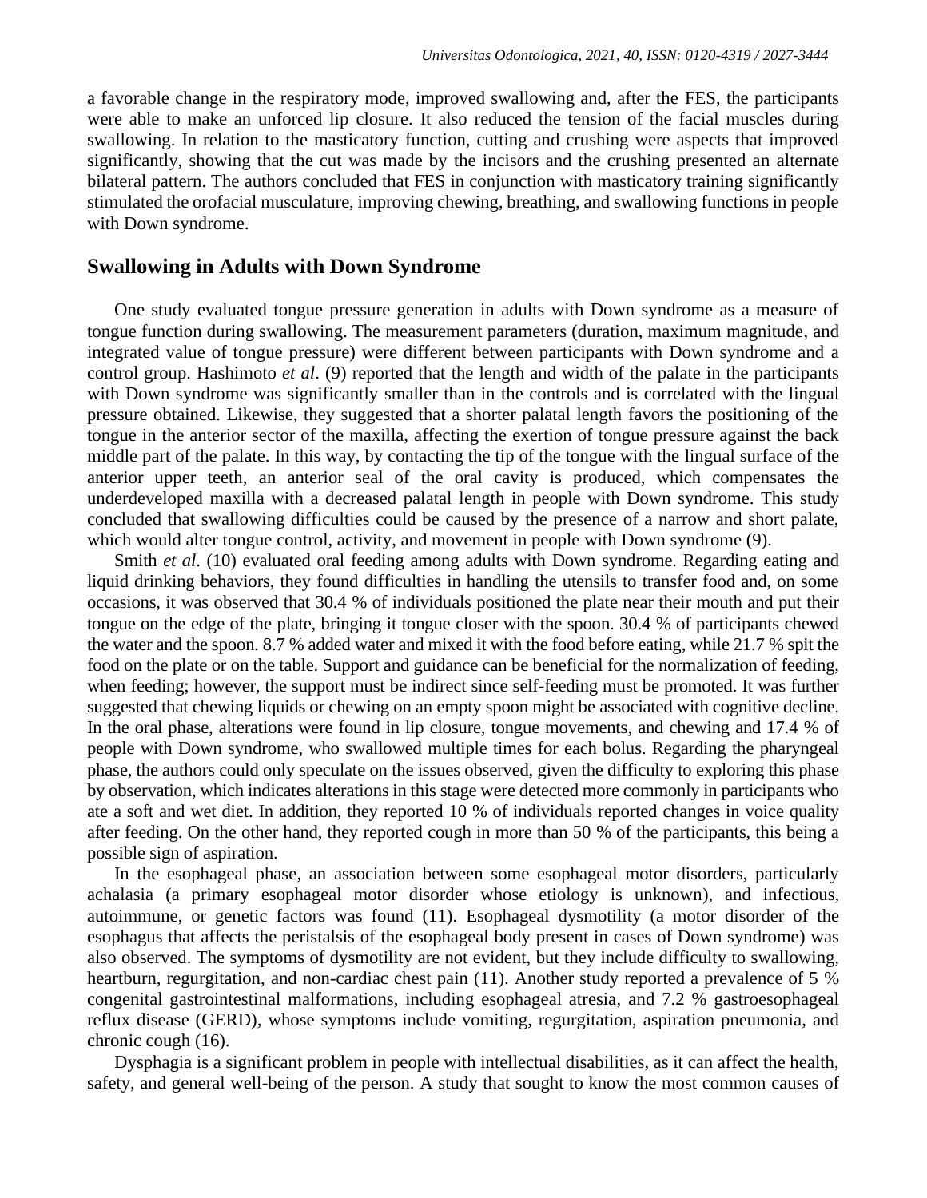a favorable change in the respiratory mode, improved swallowing and, after the FES, the participants were able to make an unforced lip closure. It also reduced the tension of the facial muscles during swallowing. In relation to the masticatory function, cutting and crushing were aspects that improved significantly, showing that the cut was made by the incisors and the crushing presented an alternate bilateral pattern. The authors concluded that FES in conjunction with masticatory training significantly stimulated the orofacial musculature, improving chewing, breathing, and swallowing functions in people with Down syndrome.

## Swallowing in Adults with Down Syndrome

One study evaluated tongue pressure generation in adults with Down syndrome as a measure of tongue function during swallowing. The measurement parameters (duration, maximum magnitude, and integrated value of tongue pressure) were different between participants with Down syndrome and a control group. Hashimoto *et al*. (9) reported that the length and width of the palate in the participants with Down syndrome was significantly smaller than in the controls and is correlated with the lingual pressure obtained. Likewise, they suggested that a shorter palatal length favors the positioning of the tongue in the anterior sector of the maxilla, affecting the exertion of tongue pressure against the back middle part of the palate. In this way, by contacting the tip of the tongue with the lingual surface of the anterior upper teeth, an anterior seal of the oral cavity is produced, which compensates the underdeveloped maxilla with a decreased palatal length in people with Down syndrome. This study concluded that swallowing difficulties could be caused by the presence of a narrow and short palate, which would alter tongue control, activity, and movement in people with Down syndrome (9).

Smith *et al*. (10) evaluated oral feeding among adults with Down syndrome. Regarding eating and liquid drinking behaviors, they found difficulties in handling the utensils to transfer food and, on some occasions, it was observed that 30.4 % of individuals positioned the plate near their mouth and put their tongue on the edge of the plate, bringing it tongue closer with the spoon. 30.4 % of participants chewed the water and the spoon. 8.7 % added water and mixed it with the food before eating, while 21.7 % spit the food on the plate or on the table. Support and guidance can be beneficial for the normalization of feeding, when feeding; however, the support must be indirect since self-feeding must be promoted. It was further suggested that chewing liquids or chewing on an empty spoon might be associated with cognitive decline. In the oral phase, alterations were found in lip closure, tongue movements, and chewing and 17.4 % of people with Down syndrome, who swallowed multiple times for each bolus. Regarding the pharyngeal phase, the authors could only speculate on the issues observed, given the difficulty to exploring this phase by observation, which indicates alterations in this stage were detected more commonly in participants who ate a soft and wet diet. In addition, they reported 10 % of individuals reported changes in voice quality after feeding. On the other hand, they reported cough in more than 50 % of the participants, this being a possible sign of aspiration.

In the esophageal phase, an association between some esophageal motor disorders, particularly achalasia (a primary esophageal motor disorder whose etiology is unknown), and infectious, autoimmune, or genetic factors was found (11). Esophageal dysmotility (a motor disorder of the esophagus that affects the peristalsis of the esophageal body present in cases of Down syndrome) was also observed. The symptoms of dysmotility are not evident, but they include difficulty to swallowing, heartburn, regurgitation, and non-cardiac chest pain (11). Another study reported a prevalence of 5 % congenital gastrointestinal malformations, including esophageal atresia, and 7.2 % gastroesophageal reflux disease (GERD), whose symptoms include vomiting, regurgitation, aspiration pneumonia, and chronic cough (16).

Dysphagia is a significant problem in people with intellectual disabilities, as it can affect the health, safety, and general well-being of the person. A study that sought to know the most common causes of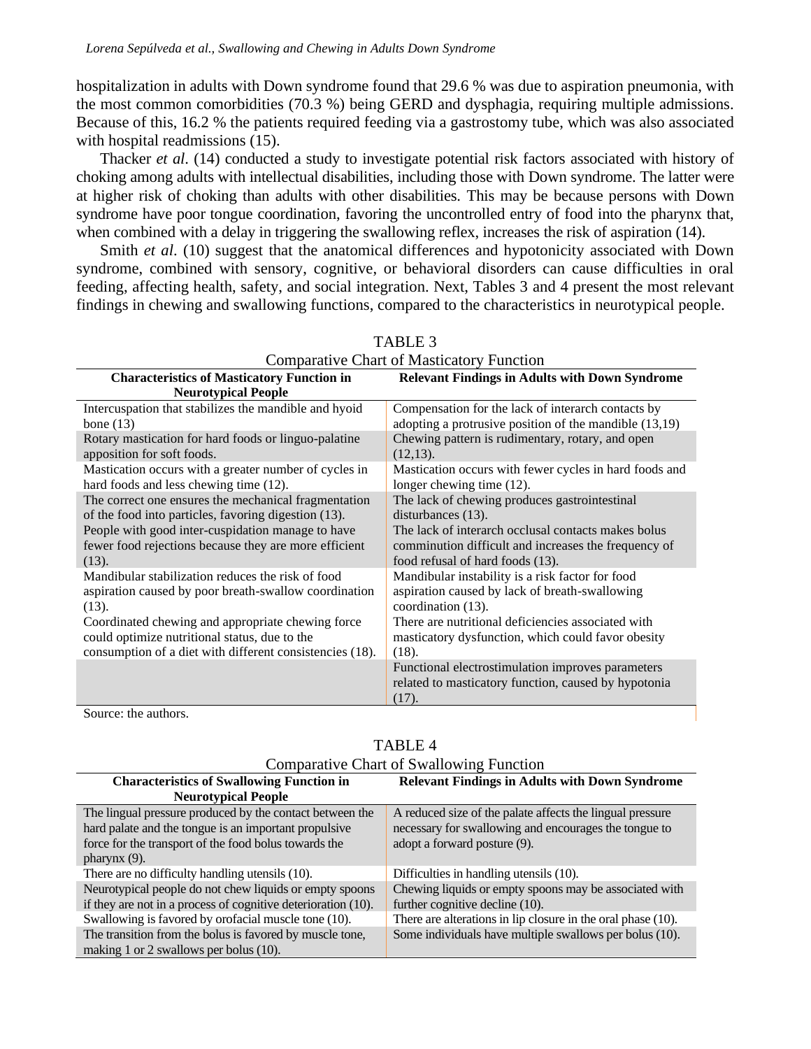hospitalization in adults with Down syndrome found that 29.6 % was due to aspiration pneumonia, with the most common comorbidities (70.3 %) being GERD and dysphagia, requiring multiple admissions. Because of this, 16.2 % the patients required feeding via a gastrostomy tube, which was also associated with hospital readmissions (15).

Thacker *et al*. (14) conducted a study to investigate potential risk factors associated with history of choking among adults with intellectual disabilities, including those with Down syndrome. The latter were at higher risk of choking than adults with other disabilities. This may be because persons with Down syndrome have poor tongue coordination, favoring the uncontrolled entry of food into the pharynx that, when combined with a delay in triggering the swallowing reflex, increases the risk of aspiration (14).

Smith *et al*. (10) suggest that the anatomical differences and hypotonicity associated with Down syndrome, combined with sensory, cognitive, or behavioral disorders can cause difficulties in oral feeding, affecting health, safety, and social integration. Next, Tables 3 and 4 present the most relevant findings in chewing and swallowing functions, compared to the characteristics in neurotypical people.

TABLE 3

Comparative Chart of Masticatory Function

| Characteristics of Masticatory Function in Neurotypical People | Relevant Findings in Adults with Down Syndrome |
|---|---|
| Intercuspation that stabilizes the mandible and hyoid bone (13) | Compensation for the lack of interarch contacts by adopting a protrusive position of the mandible (13,19) |
| Rotary mastication for hard foods or linguo-palatine apposition for soft foods. | Chewing pattern is rudimentary, rotary, and open (12,13). |
| Mastication occurs with a greater number of cycles in hard foods and less chewing time (12). | Mastication occurs with fewer cycles in hard foods and longer chewing time (12). |
| The correct one ensures the mechanical fragmentation of the food into particles, favoring digestion (13). People with good inter-cuspidation manage to have fewer food rejections because they are more efficient (13). | The lack of chewing produces gastrointestinal disturbances (13). The lack of interarch occlusal contacts makes bolus comminution difficult and increases the frequency of food refusal of hard foods (13). |
| Mandibular stabilization reduces the risk of food aspiration caused by poor breath-swallow coordination (13). Coordinated chewing and appropriate chewing force could optimize nutritional status, due to the consumption of a diet with different consistencies (18). | Mandibular instability is a risk factor for food aspiration caused by lack of breath-swallowing coordination (13). There are nutritional deficiencies associated with masticatory dysfunction, which could favor obesity (18). |
| | Functional electrostimulation improves parameters related to masticatory function, caused by hypotonia (17). |

Source: the authors.

TABLE 4

Comparative Chart of Swallowing Function

| Characteristics of Swallowing Function in Neurotypical People | Relevant Findings in Adults with Down Syndrome |
|---|---|
| The lingual pressure produced by the contact between the hard palate and the tongue is an important propulsive force for the transport of the food bolus towards the pharynx (9). | A reduced size of the palate affects the lingual pressure necessary for swallowing and encourages the tongue to adopt a forward posture (9). |
| There are no difficulty handling utensils (10). | Difficulties in handling utensils (10). |
| Neurotypical people do not chew liquids or empty spoons if they are not in a process of cognitive deterioration (10). | Chewing liquids or empty spoons may be associated with further cognitive decline (10). |
| Swallowing is favored by orofacial muscle tone (10). | There are alterations in lip closure in the oral phase (10). |
| The transition from the bolus is favored by muscle tone, making 1 or 2 swallows per bolus (10). | Some individuals have multiple swallows per bolus (10). |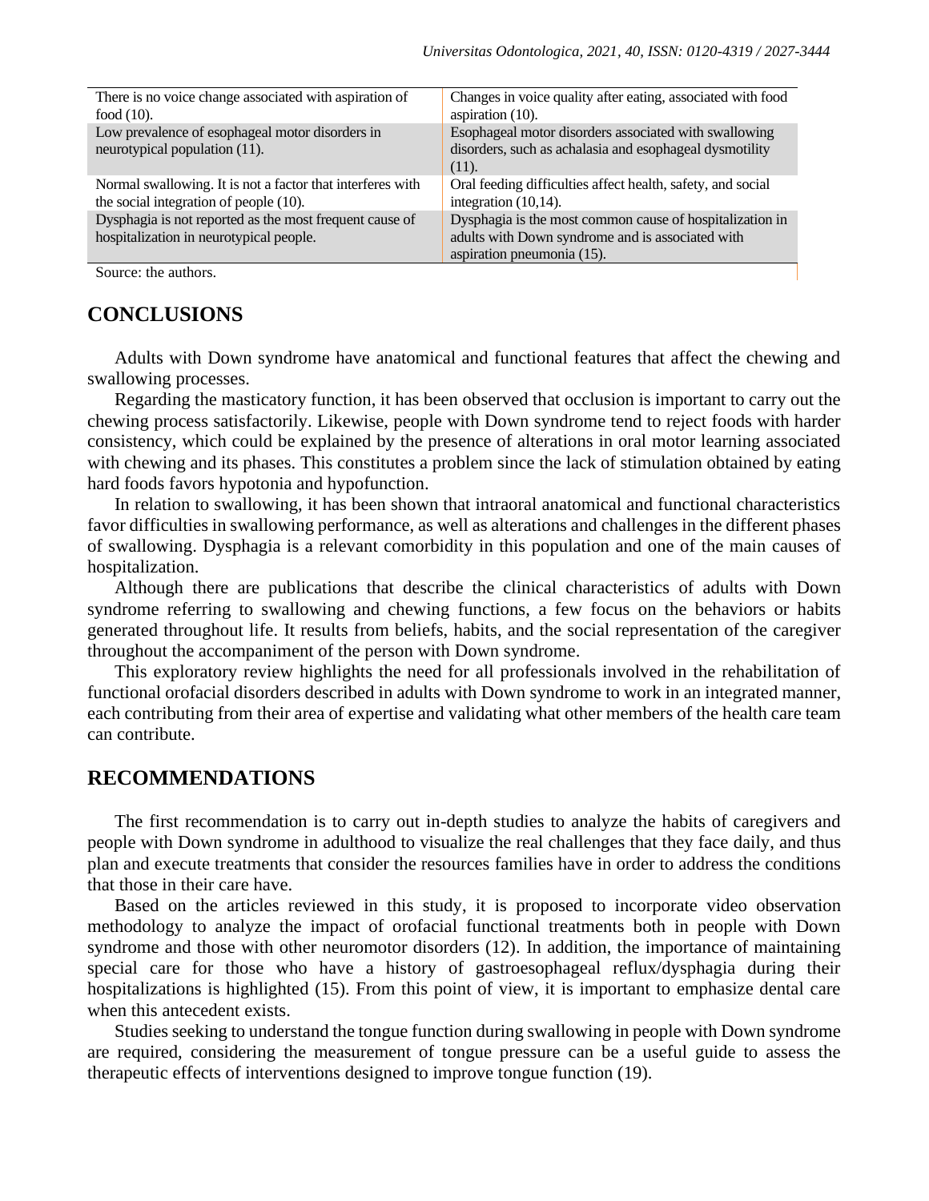| | |
|---|---|
| There is no voice change associated with aspiration of food (10). | Changes in voice quality after eating, associated with food aspiration (10). |
| Low prevalence of esophageal motor disorders in neurotypical population (11). | Esophageal motor disorders associated with swallowing disorders, such as achalasia and esophageal dysmotility (11). |
| Normal swallowing. It is not a factor that interferes with the social integration of people (10). | Oral feeding difficulties affect health, safety, and social integration (10,14). |
| Dysphagia is not reported as the most frequent cause of hospitalization in neurotypical people. | Dysphagia is the most common cause of hospitalization in adults with Down syndrome and is associated with aspiration pneumonia (15). |

Source: the authors.

## CONCLUSIONS

Adults with Down syndrome have anatomical and functional features that affect the chewing and swallowing processes.

Regarding the masticatory function, it has been observed that occlusion is important to carry out the chewing process satisfactorily. Likewise, people with Down syndrome tend to reject foods with harder consistency, which could be explained by the presence of alterations in oral motor learning associated with chewing and its phases. This constitutes a problem since the lack of stimulation obtained by eating hard foods favors hypotonia and hypofunction.

In relation to swallowing, it has been shown that intraoral anatomical and functional characteristics favor difficulties in swallowing performance, as well as alterations and challenges in the different phases of swallowing. Dysphagia is a relevant comorbidity in this population and one of the main causes of hospitalization.

Although there are publications that describe the clinical characteristics of adults with Down syndrome referring to swallowing and chewing functions, a few focus on the behaviors or habits generated throughout life. It results from beliefs, habits, and the social representation of the caregiver throughout the accompaniment of the person with Down syndrome.

This exploratory review highlights the need for all professionals involved in the rehabilitation of functional orofacial disorders described in adults with Down syndrome to work in an integrated manner, each contributing from their area of expertise and validating what other members of the health care team can contribute.

## RECOMMENDATIONS

The first recommendation is to carry out in-depth studies to analyze the habits of caregivers and people with Down syndrome in adulthood to visualize the real challenges that they face daily, and thus plan and execute treatments that consider the resources families have in order to address the conditions that those in their care have.

Based on the articles reviewed in this study, it is proposed to incorporate video observation methodology to analyze the impact of orofacial functional treatments both in people with Down syndrome and those with other neuromotor disorders (12). In addition, the importance of maintaining special care for those who have a history of gastroesophageal reflux/dysphagia during their hospitalizations is highlighted (15). From this point of view, it is important to emphasize dental care when this antecedent exists.

Studies seeking to understand the tongue function during swallowing in people with Down syndrome are required, considering the measurement of tongue pressure can be a useful guide to assess the therapeutic effects of interventions designed to improve tongue function (19).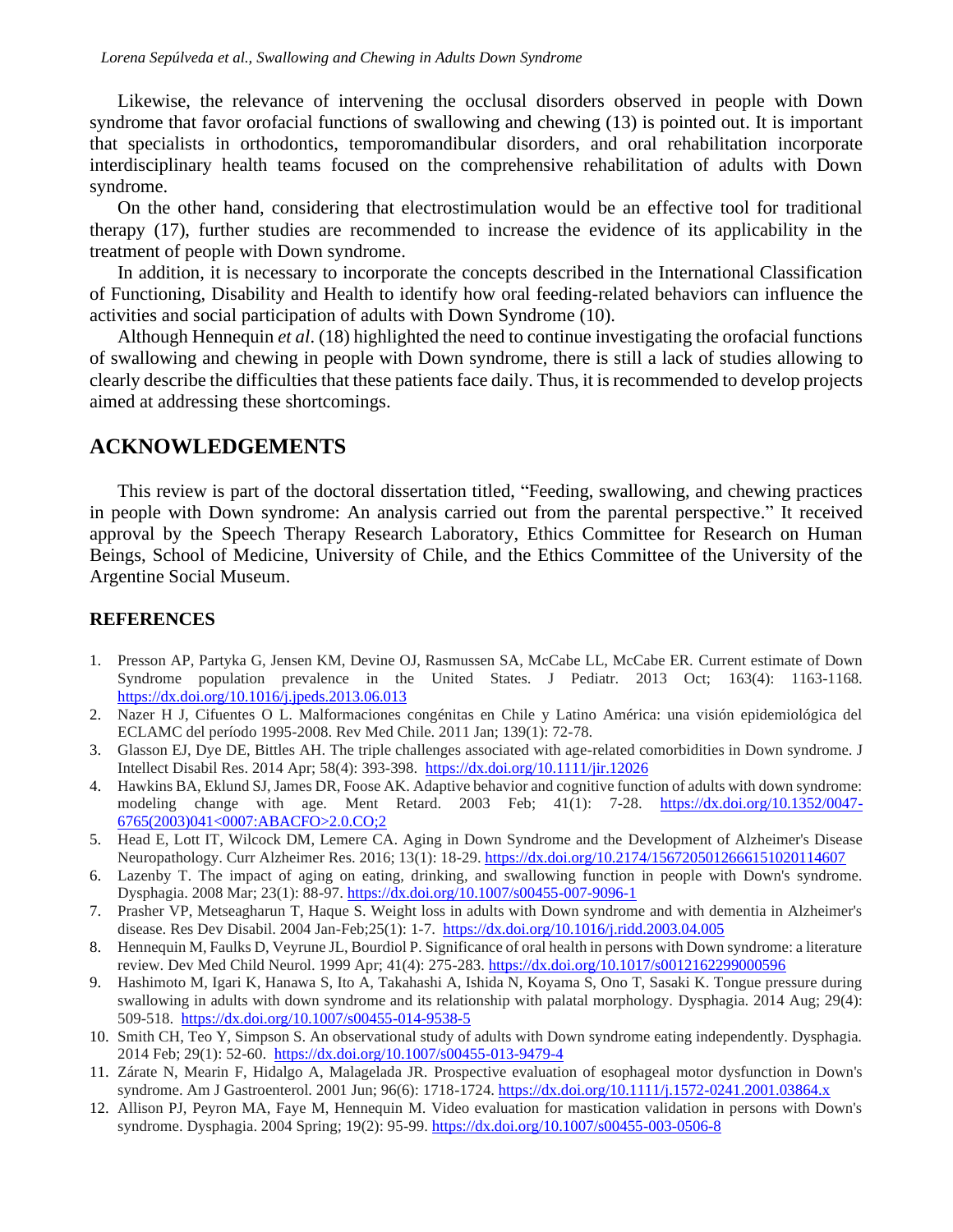Likewise, the relevance of intervening the occlusal disorders observed in people with Down syndrome that favor orofacial functions of swallowing and chewing (13) is pointed out. It is important that specialists in orthodontics, temporomandibular disorders, and oral rehabilitation incorporate interdisciplinary health teams focused on the comprehensive rehabilitation of adults with Down syndrome.

On the other hand, considering that electrostimulation would be an effective tool for traditional therapy (17), further studies are recommended to increase the evidence of its applicability in the treatment of people with Down syndrome.

In addition, it is necessary to incorporate the concepts described in the International Classification of Functioning, Disability and Health to identify how oral feeding-related behaviors can influence the activities and social participation of adults with Down Syndrome (10).

Although Hennequin *et al*. (18) highlighted the need to continue investigating the orofacial functions of swallowing and chewing in people with Down syndrome, there is still a lack of studies allowing to clearly describe the difficulties that these patients face daily. Thus, it is recommended to develop projects aimed at addressing these shortcomings.

## ACKNOWLEDGEMENTS

This review is part of the doctoral dissertation titled, "Feeding, swallowing, and chewing practices in people with Down syndrome: An analysis carried out from the parental perspective." It received approval by the Speech Therapy Research Laboratory, Ethics Committee for Research on Human Beings, School of Medicine, University of Chile, and the Ethics Committee of the University of the Argentine Social Museum.

### REFERENCES

1. Presson AP, Partyka G, Jensen KM, Devine OJ, Rasmussen SA, McCabe LL, McCabe ER. Current estimate of Down Syndrome population prevalence in the United States. J Pediatr. 2013 Oct; 163(4): 1163-1168. https://dx.doi.org/10.1016/j.jpeds.2013.06.013
2. Nazer H J, Cifuentes O L. Malformaciones congénitas en Chile y Latino América: una visión epidemiológica del ECLAMC del período 1995-2008. Rev Med Chile. 2011 Jan; 139(1): 72-78.
3. Glasson EJ, Dye DE, Bittles AH. The triple challenges associated with age-related comorbidities in Down syndrome. J Intellect Disabil Res. 2014 Apr; 58(4): 393-398. https://dx.doi.org/10.1111/jir.12026
4. Hawkins BA, Eklund SJ, James DR, Foose AK. Adaptive behavior and cognitive function of adults with down syndrome: modeling change with age. Ment Retard. 2003 Feb; 41(1): 7-28. https://dx.doi.org/10.1352/0047-6765(2003)041<0007:ABACFO>2.0.CO;2
5. Head E, Lott IT, Wilcock DM, Lemere CA. Aging in Down Syndrome and the Development of Alzheimer's Disease Neuropathology. Curr Alzheimer Res. 2016; 13(1): 18-29. https://dx.doi.org/10.2174/1567205012666151020114607
6. Lazenby T. The impact of aging on eating, drinking, and swallowing function in people with Down's syndrome. Dysphagia. 2008 Mar; 23(1): 88-97. https://dx.doi.org/10.1007/s00455-007-9096-1
7. Prasher VP, Metseagharun T, Haque S. Weight loss in adults with Down syndrome and with dementia in Alzheimer's disease. Res Dev Disabil. 2004 Jan-Feb;25(1): 1-7. https://dx.doi.org/10.1016/j.ridd.2003.04.005
8. Hennequin M, Faulks D, Veyrune JL, Bourdiol P. Significance of oral health in persons with Down syndrome: a literature review. Dev Med Child Neurol. 1999 Apr; 41(4): 275-283. https://dx.doi.org/10.1017/s0012162299000596
9. Hashimoto M, Igari K, Hanawa S, Ito A, Takahashi A, Ishida N, Koyama S, Ono T, Sasaki K. Tongue pressure during swallowing in adults with down syndrome and its relationship with palatal morphology. Dysphagia. 2014 Aug; 29(4): 509-518. https://dx.doi.org/10.1007/s00455-014-9538-5
10. Smith CH, Teo Y, Simpson S. An observational study of adults with Down syndrome eating independently. Dysphagia. 2014 Feb; 29(1): 52-60. https://dx.doi.org/10.1007/s00455-013-9479-4
11. Zárate N, Mearin F, Hidalgo A, Malagelada JR. Prospective evaluation of esophageal motor dysfunction in Down's syndrome. Am J Gastroenterol. 2001 Jun; 96(6): 1718-1724. https://dx.doi.org/10.1111/j.1572-0241.2001.03864.x
12. Allison PJ, Peyron MA, Faye M, Hennequin M. Video evaluation for mastication validation in persons with Down's syndrome. Dysphagia. 2004 Spring; 19(2): 95-99. https://dx.doi.org/10.1007/s00455-003-0506-8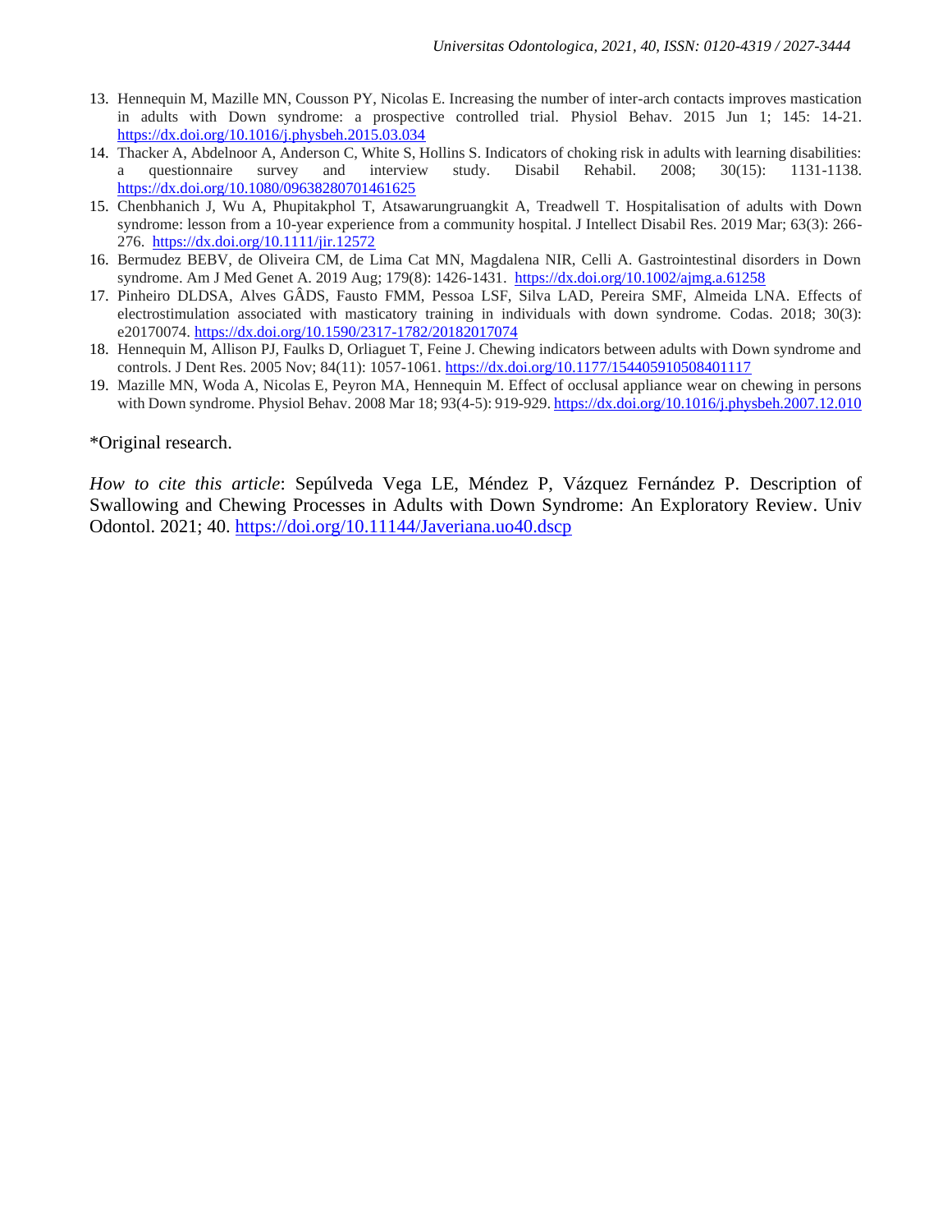13. Hennequin M, Mazille MN, Cousson PY, Nicolas E. Increasing the number of inter-arch contacts improves mastication in adults with Down syndrome: a prospective controlled trial. Physiol Behav. 2015 Jun 1; 145: 14-21. https://dx.doi.org/10.1016/j.physbeh.2015.03.034
14. Thacker A, Abdelnoor A, Anderson C, White S, Hollins S. Indicators of choking risk in adults with learning disabilities: a questionnaire survey and interview study. Disabil Rehabil. 2008; 30(15): 1131-1138. https://dx.doi.org/10.1080/09638280701461625
15. Chenbhanich J, Wu A, Phupitakphol T, Atsawarungruangkit A, Treadwell T. Hospitalisation of adults with Down syndrome: lesson from a 10-year experience from a community hospital. J Intellect Disabil Res. 2019 Mar; 63(3): 266-276. https://dx.doi.org/10.1111/jir.12572
16. Bermudez BEBV, de Oliveira CM, de Lima Cat MN, Magdalena NIR, Celli A. Gastrointestinal disorders in Down syndrome. Am J Med Genet A. 2019 Aug; 179(8): 1426-1431. https://dx.doi.org/10.1002/ajmg.a.61258
17. Pinheiro DLDSA, Alves GÂDS, Fausto FMM, Pessoa LSF, Silva LAD, Pereira SMF, Almeida LNA. Effects of electrostimulation associated with masticatory training in individuals with down syndrome. Codas. 2018; 30(3): e20170074. https://dx.doi.org/10.1590/2317-1782/20182017074
18. Hennequin M, Allison PJ, Faulks D, Orliaguet T, Feine J. Chewing indicators between adults with Down syndrome and controls. J Dent Res. 2005 Nov; 84(11): 1057-1061. https://dx.doi.org/10.1177/154405910508401117
19. Mazille MN, Woda A, Nicolas E, Peyron MA, Hennequin M. Effect of occlusal appliance wear on chewing in persons with Down syndrome. Physiol Behav. 2008 Mar 18; 93(4-5): 919-929. https://dx.doi.org/10.1016/j.physbeh.2007.12.010

*Original research.

*How to cite this article*: Sepúlveda Vega LE, Méndez P, Vázquez Fernández P. Description of Swallowing and Chewing Processes in Adults with Down Syndrome: An Exploratory Review. Univ Odontol. 2021; 40. https://doi.org/10.11144/Javeriana.uo40.dscp